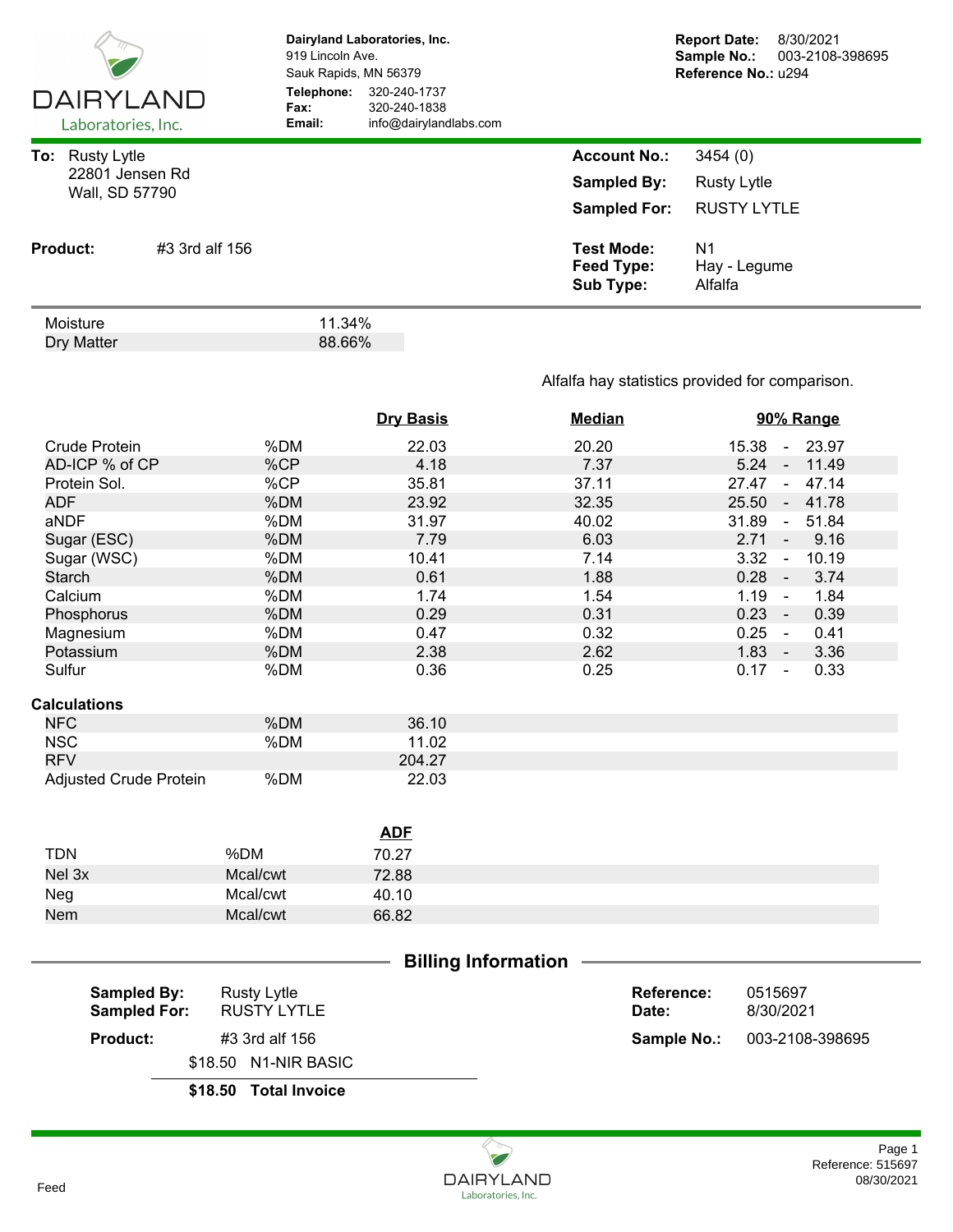**DAIRYLAND**
Laboratories, Inc.

**Dairyland Laboratories, Inc.**
919 Lincoln Ave.
Sauk Rapids, MN 56379
**Telephone:** 320-240-1737
**Fax:** 320-240-1838
**Email:** info@dairylandlabs.com

**Report Date:** 8/30/2021
**Sample No.:** 003-2108-398695
**Reference No.:** u294

**To:** Rusty Lytle
22801 Jensen Rd
Wall, SD 57790

**Account No.:** 3454 (0)
**Sampled By:** Rusty Lytle
**Sampled For:** RUSTY LYTLE

**Product:** #3 3rd alf 156

**Test Mode:** N1
**Feed Type:** Hay - Legume
**Sub Type:** Alfalfa

| | |
|---|---|
| Moisture | 11.34% |
| Dry Matter | 88.66% |

Alfalfa hay statistics provided for comparison.

| | | Dry Basis | Median | 90% Range |
|---|---|---|---|---|
| Crude Protein | %DM | 22.03 | 20.20 | 15.38 - 23.97 |
| AD-ICP % of CP | %CP | 4.18 | 7.37 | 5.24 - 11.49 |
| Protein Sol. | %CP | 35.81 | 37.11 | 27.47 - 47.14 |
| ADF | %DM | 23.92 | 32.35 | 25.50 - 41.78 |
| aNDF | %DM | 31.97 | 40.02 | 31.89 - 51.84 |
| Sugar (ESC) | %DM | 7.79 | 6.03 | 2.71 - 9.16 |
| Sugar (WSC) | %DM | 10.41 | 7.14 | 3.32 - 10.19 |
| Starch | %DM | 0.61 | 1.88 | 0.28 - 3.74 |
| Calcium | %DM | 1.74 | 1.54 | 1.19 - 1.84 |
| Phosphorus | %DM | 0.29 | 0.31 | 0.23 - 0.39 |
| Magnesium | %DM | 0.47 | 0.32 | 0.25 - 0.41 |
| Potassium | %DM | 2.38 | 2.62 | 1.83 - 3.36 |
| Sulfur | %DM | 0.36 | 0.25 | 0.17 - 0.33 |

**Calculations**

| | | |
|---|---|---|
| NFC | %DM | 36.10 |
| NSC | %DM | 11.02 |
| RFV | | 204.27 |
| Adjusted Crude Protein | %DM | 22.03 |

| | | ADF |
|---|---|---|
| TDN | %DM | 70.27 |
| Nel 3x | Mcal/cwt | 72.88 |
| Neg | Mcal/cwt | 40.10 |
| Nem | Mcal/cwt | 66.82 |

## Billing Information

**Sampled By:** Rusty Lytle
**Sampled For:** RUSTY LYTLE
**Product:** #3 3rd alf 156

**Reference:** 0515697
**Date:** 8/30/2021
**Sample No.:** 003-2108-398695

| | |
|---|---|
| $18.50 | N1-NIR BASIC |
| **$18.50** | **Total Invoice** |

Feed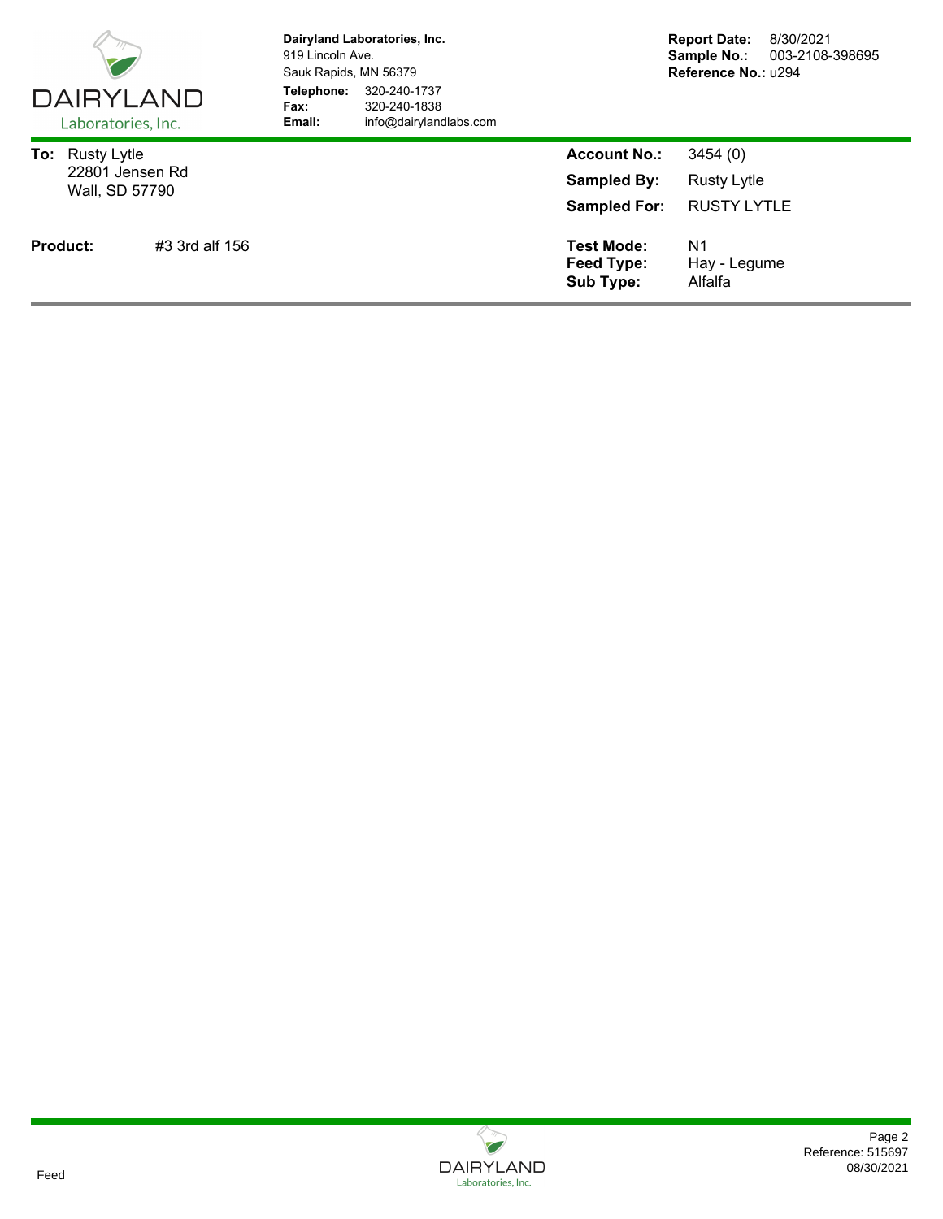**Dairyland Laboratories, Inc.**
919 Lincoln Ave.
Sauk Rapids, MN 56379

**Telephone:** 320-240-1737
**Fax:** 320-240-1838
**Email:** info@dairylandlabs.com

**Report Date:** 8/30/2021
**Sample No.:** 003-2108-398695
**Reference No.:** u294

**To:** Rusty Lytle
22801 Jensen Rd
Wall, SD 57790

**Account No.:** 3454 (0)
**Sampled By:** Rusty Lytle
**Sampled For:** RUSTY LYTLE

**Product:** #3 3rd alf 156

**Test Mode:** N1
**Feed Type:** Hay - Legume
**Sub Type:** Alfalfa